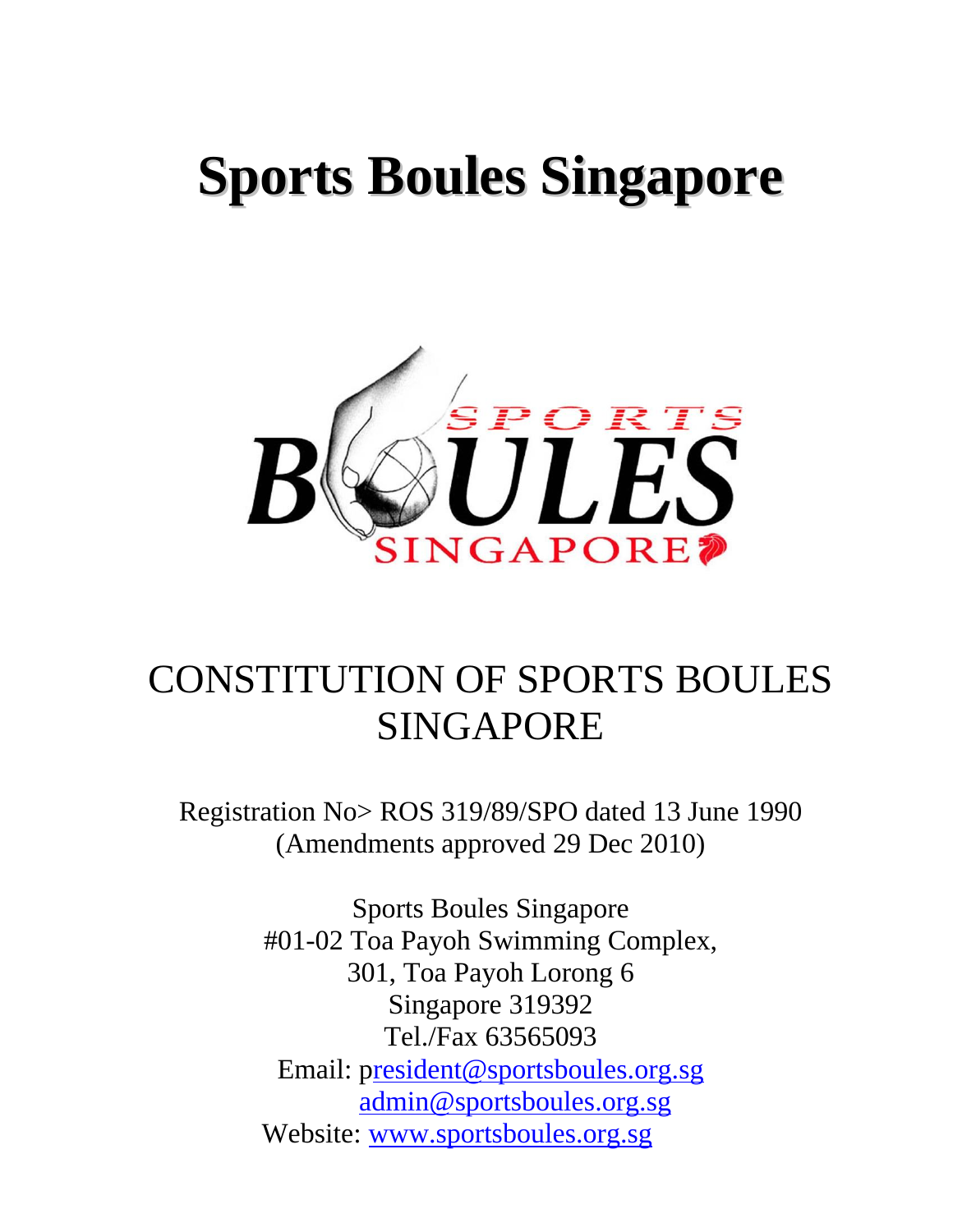# Sports Boules Singapore

## CONSTITUTION OF SPORTS BOULES SINGAPORE

Registration No> ROS 319/89/SPO dated 13 June 1990
(Amendments approved 29 Dec 2010)

Sports Boules Singapore
#01-02 Toa Payoh Swimming Complex,
301, Toa Payoh Lorong 6
Singapore 319392
Tel./Fax 63565093
Email: president@sportsboules.org.sg
admin@sportsboules.org.sg
Website: www.sportsboules.org.sg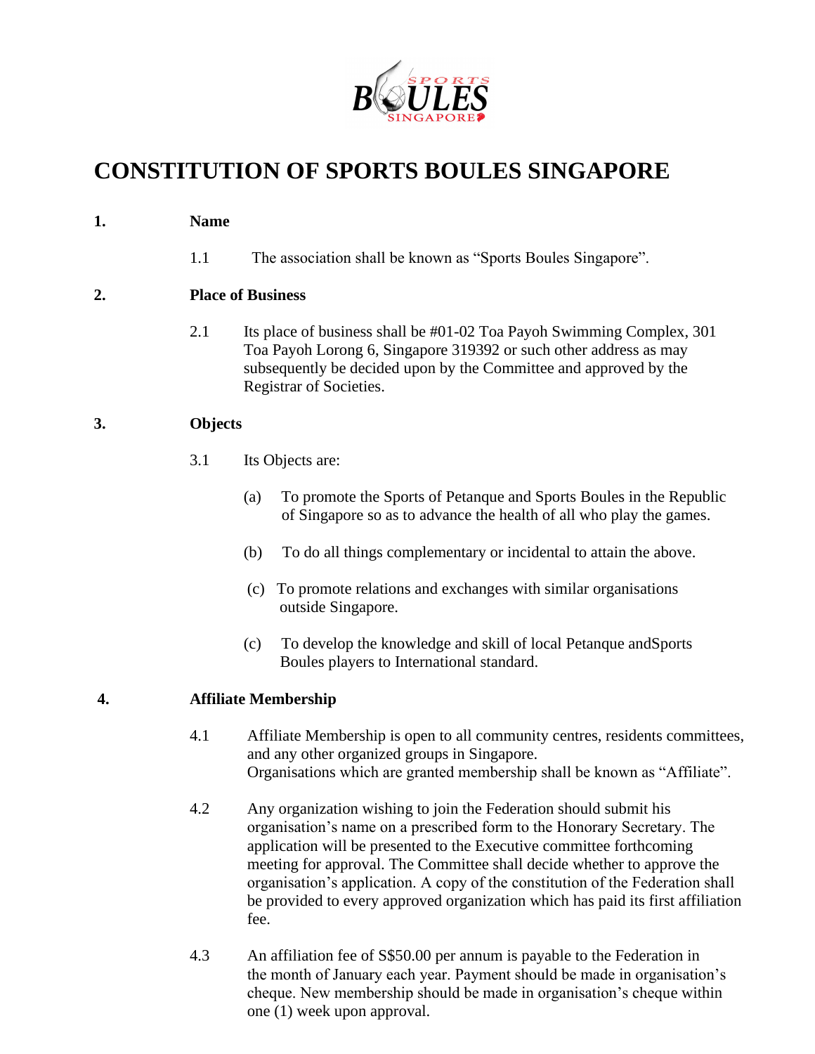# CONSTITUTION OF SPORTS BOULES SINGAPORE

**1. Name**

1.1 The association shall be known as “Sports Boules Singapore”.

**2. Place of Business**

2.1 Its place of business shall be #01-02 Toa Payoh Swimming Complex, 301 Toa Payoh Lorong 6, Singapore 319392 or such other address as may subsequently be decided upon by the Committee and approved by the Registrar of Societies.

**3. Objects**

3.1 Its Objects are:

(a) To promote the Sports of Petanque and Sports Boules in the Republic of Singapore so as to advance the health of all who play the games.

(b) To do all things complementary or incidental to attain the above.

(c) To promote relations and exchanges with similar organisations outside Singapore.

(c) To develop the knowledge and skill of local Petanque andSports Boules players to International standard.

**4. Affiliate Membership**

4.1 Affiliate Membership is open to all community centres, residents committees, and any other organized groups in Singapore.
Organisations which are granted membership shall be known as “Affiliate”.

4.2 Any organization wishing to join the Federation should submit his organisation’s name on a prescribed form to the Honorary Secretary. The application will be presented to the Executive committee forthcoming meeting for approval. The Committee shall decide whether to approve the organisation’s application. A copy of the constitution of the Federation shall be provided to every approved organization which has paid its first affiliation fee.

4.3 An affiliation fee of S$50.00 per annum is payable to the Federation in the month of January each year. Payment should be made in organisation’s cheque. New membership should be made in organisation’s cheque within one (1) week upon approval.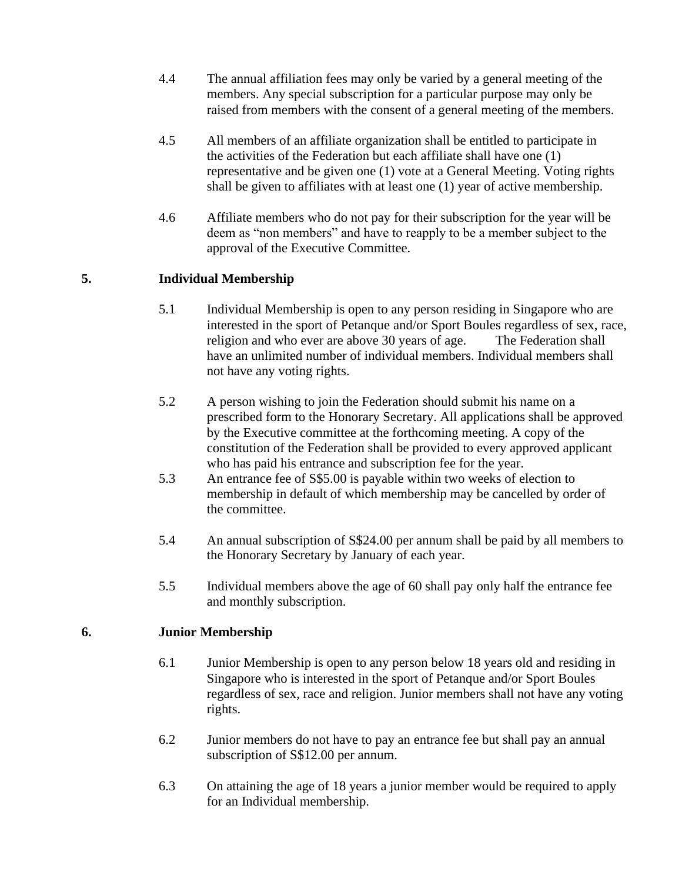4.4 The annual affiliation fees may only be varied by a general meeting of the members. Any special subscription for a particular purpose may only be raised from members with the consent of a general meeting of the members.

4.5 All members of an affiliate organization shall be entitled to participate in the activities of the Federation but each affiliate shall have one (1) representative and be given one (1) vote at a General Meeting. Voting rights shall be given to affiliates with at least one (1) year of active membership.

4.6 Affiliate members who do not pay for their subscription for the year will be deem as “non members” and have to reapply to be a member subject to the approval of the Executive Committee.

## 5. Individual Membership

5.1 Individual Membership is open to any person residing in Singapore who are interested in the sport of Petanque and/or Sport Boules regardless of sex, race, religion and who ever are above 30 years of age. The Federation shall have an unlimited number of individual members. Individual members shall not have any voting rights.

5.2 A person wishing to join the Federation should submit his name on a prescribed form to the Honorary Secretary. All applications shall be approved by the Executive committee at the forthcoming meeting. A copy of the constitution of the Federation shall be provided to every approved applicant who has paid his entrance and subscription fee for the year.

5.3 An entrance fee of S$5.00 is payable within two weeks of election to membership in default of which membership may be cancelled by order of the committee.

5.4 An annual subscription of S$24.00 per annum shall be paid by all members to the Honorary Secretary by January of each year.

5.5 Individual members above the age of 60 shall pay only half the entrance fee and monthly subscription.

## 6. Junior Membership

6.1 Junior Membership is open to any person below 18 years old and residing in Singapore who is interested in the sport of Petanque and/or Sport Boules regardless of sex, race and religion. Junior members shall not have any voting rights.

6.2 Junior members do not have to pay an entrance fee but shall pay an annual subscription of S$12.00 per annum.

6.3 On attaining the age of 18 years a junior member would be required to apply for an Individual membership.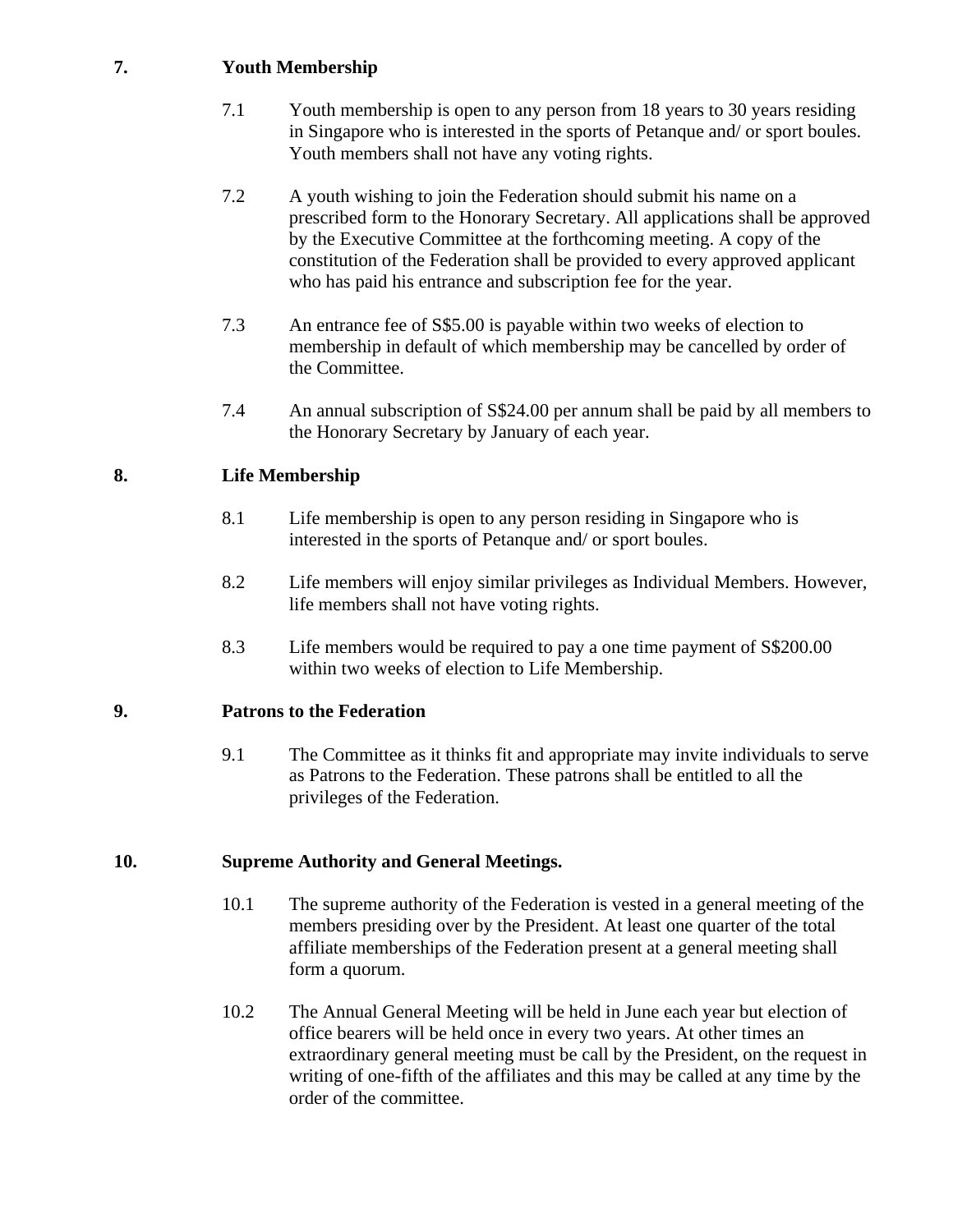## 7. Youth Membership

7.1 Youth membership is open to any person from 18 years to 30 years residing in Singapore who is interested in the sports of Petanque and/ or sport boules. Youth members shall not have any voting rights.

7.2 A youth wishing to join the Federation should submit his name on a prescribed form to the Honorary Secretary. All applications shall be approved by the Executive Committee at the forthcoming meeting. A copy of the constitution of the Federation shall be provided to every approved applicant who has paid his entrance and subscription fee for the year.

7.3 An entrance fee of S$5.00 is payable within two weeks of election to membership in default of which membership may be cancelled by order of the Committee.

7.4 An annual subscription of S$24.00 per annum shall be paid by all members to the Honorary Secretary by January of each year.

## 8. Life Membership

8.1 Life membership is open to any person residing in Singapore who is interested in the sports of Petanque and/ or sport boules.

8.2 Life members will enjoy similar privileges as Individual Members. However, life members shall not have voting rights.

8.3 Life members would be required to pay a one time payment of S$200.00 within two weeks of election to Life Membership.

## 9. Patrons to the Federation

9.1 The Committee as it thinks fit and appropriate may invite individuals to serve as Patrons to the Federation. These patrons shall be entitled to all the privileges of the Federation.

## 10. Supreme Authority and General Meetings.

10.1 The supreme authority of the Federation is vested in a general meeting of the members presiding over by the President. At least one quarter of the total affiliate memberships of the Federation present at a general meeting shall form a quorum.

10.2 The Annual General Meeting will be held in June each year but election of office bearers will be held once in every two years. At other times an extraordinary general meeting must be call by the President, on the request in writing of one-fifth of the affiliates and this may be called at any time by the order of the committee.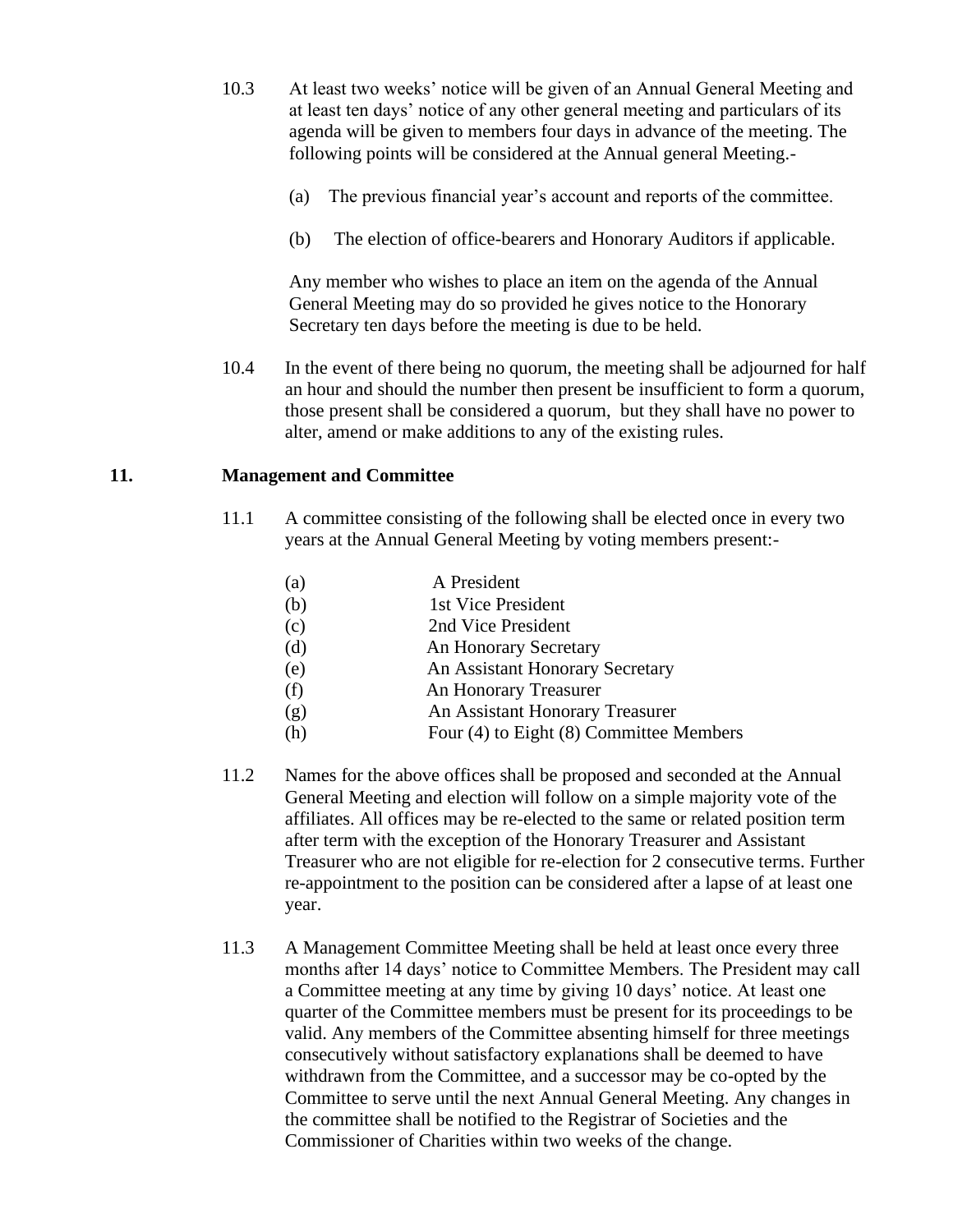10.3 At least two weeks' notice will be given of an Annual General Meeting and at least ten days' notice of any other general meeting and particulars of its agenda will be given to members four days in advance of the meeting. The following points will be considered at the Annual general Meeting.-

(a) The previous financial year's account and reports of the committee.

(b) The election of office-bearers and Honorary Auditors if applicable.

Any member who wishes to place an item on the agenda of the Annual General Meeting may do so provided he gives notice to the Honorary Secretary ten days before the meeting is due to be held.

10.4 In the event of there being no quorum, the meeting shall be adjourned for half an hour and should the number then present be insufficient to form a quorum, those present shall be considered a quorum, but they shall have no power to alter, amend or make additions to any of the existing rules.

## 11. Management and Committee

11.1 A committee consisting of the following shall be elected once in every two years at the Annual General Meeting by voting members present:-

(a) A President
(b) 1st Vice President
(c) 2nd Vice President
(d) An Honorary Secretary
(e) An Assistant Honorary Secretary
(f) An Honorary Treasurer
(g) An Assistant Honorary Treasurer
(h) Four (4) to Eight (8) Committee Members

11.2 Names for the above offices shall be proposed and seconded at the Annual General Meeting and election will follow on a simple majority vote of the affiliates. All offices may be re-elected to the same or related position term after term with the exception of the Honorary Treasurer and Assistant Treasurer who are not eligible for re-election for 2 consecutive terms. Further re-appointment to the position can be considered after a lapse of at least one year.

11.3 A Management Committee Meeting shall be held at least once every three months after 14 days' notice to Committee Members. The President may call a Committee meeting at any time by giving 10 days' notice. At least one quarter of the Committee members must be present for its proceedings to be valid. Any members of the Committee absenting himself for three meetings consecutively without satisfactory explanations shall be deemed to have withdrawn from the Committee, and a successor may be co-opted by the Committee to serve until the next Annual General Meeting. Any changes in the committee shall be notified to the Registrar of Societies and the Commissioner of Charities within two weeks of the change.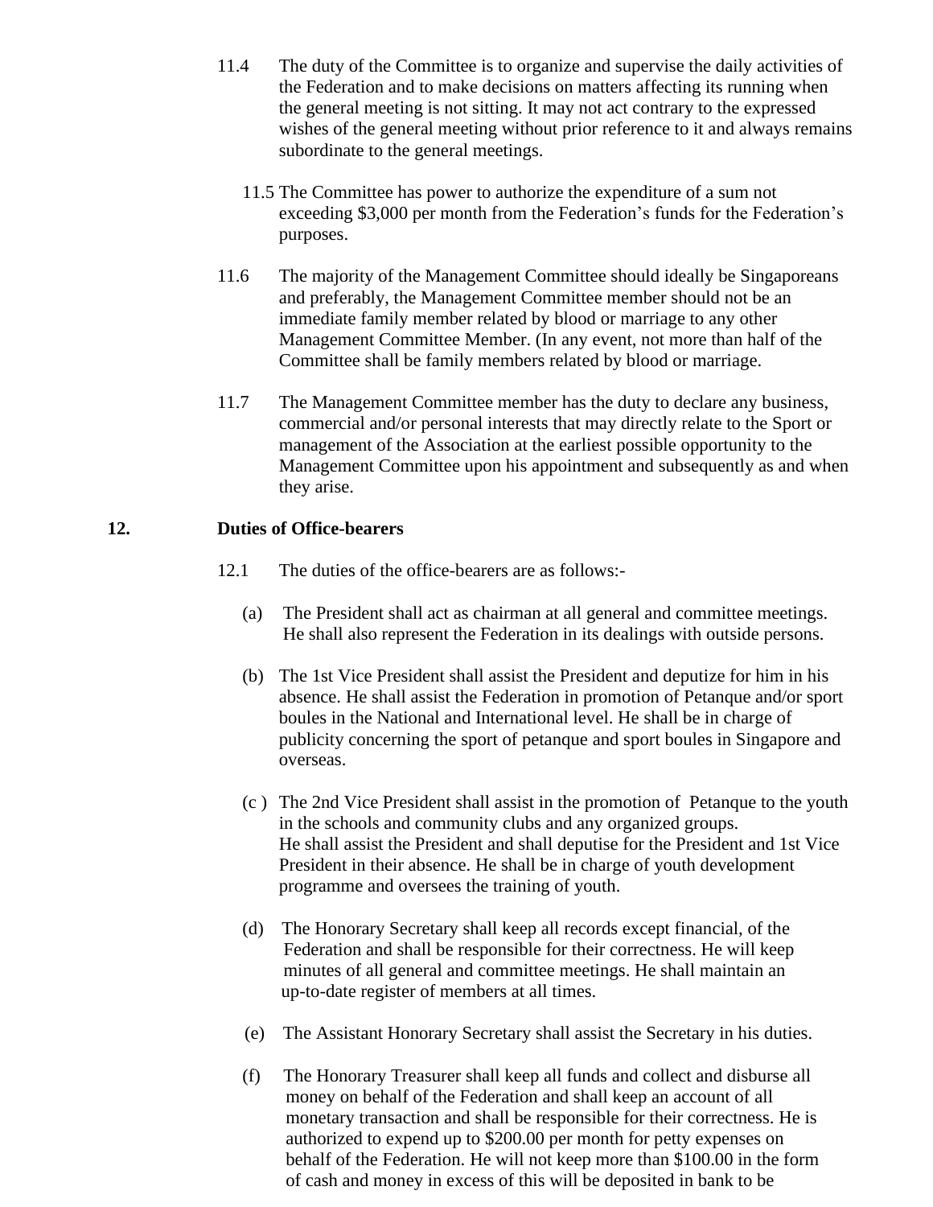11.4 The duty of the Committee is to organize and supervise the daily activities of the Federation and to make decisions on matters affecting its running when the general meeting is not sitting. It may not act contrary to the expressed wishes of the general meeting without prior reference to it and always remains subordinate to the general meetings.

11.5 The Committee has power to authorize the expenditure of a sum not exceeding $3,000 per month from the Federation's funds for the Federation's purposes.

11.6 The majority of the Management Committee should ideally be Singaporeans and preferably, the Management Committee member should not be an immediate family member related by blood or marriage to any other Management Committee Member. (In any event, not more than half of the Committee shall be family members related by blood or marriage.

11.7 The Management Committee member has the duty to declare any business, commercial and/or personal interests that may directly relate to the Sport or management of the Association at the earliest possible opportunity to the Management Committee upon his appointment and subsequently as and when they arise.

## 12. Duties of Office-bearers

12.1 The duties of the office-bearers are as follows:-

(a) The President shall act as chairman at all general and committee meetings. He shall also represent the Federation in its dealings with outside persons.

(b) The 1st Vice President shall assist the President and deputize for him in his absence. He shall assist the Federation in promotion of Petanque and/or sport boules in the National and International level. He shall be in charge of publicity concerning the sport of petanque and sport boules in Singapore and overseas.

(c ) The 2nd Vice President shall assist in the promotion of Petanque to the youth in the schools and community clubs and any organized groups. He shall assist the President and shall deputise for the President and 1st Vice President in their absence. He shall be in charge of youth development programme and oversees the training of youth.

(d) The Honorary Secretary shall keep all records except financial, of the Federation and shall be responsible for their correctness. He will keep minutes of all general and committee meetings. He shall maintain an up-to-date register of members at all times.

(e) The Assistant Honorary Secretary shall assist the Secretary in his duties.

(f) The Honorary Treasurer shall keep all funds and collect and disburse all money on behalf of the Federation and shall keep an account of all monetary transaction and shall be responsible for their correctness. He is authorized to expend up to $200.00 per month for petty expenses on behalf of the Federation. He will not keep more than $100.00 in the form of cash and money in excess of this will be deposited in bank to be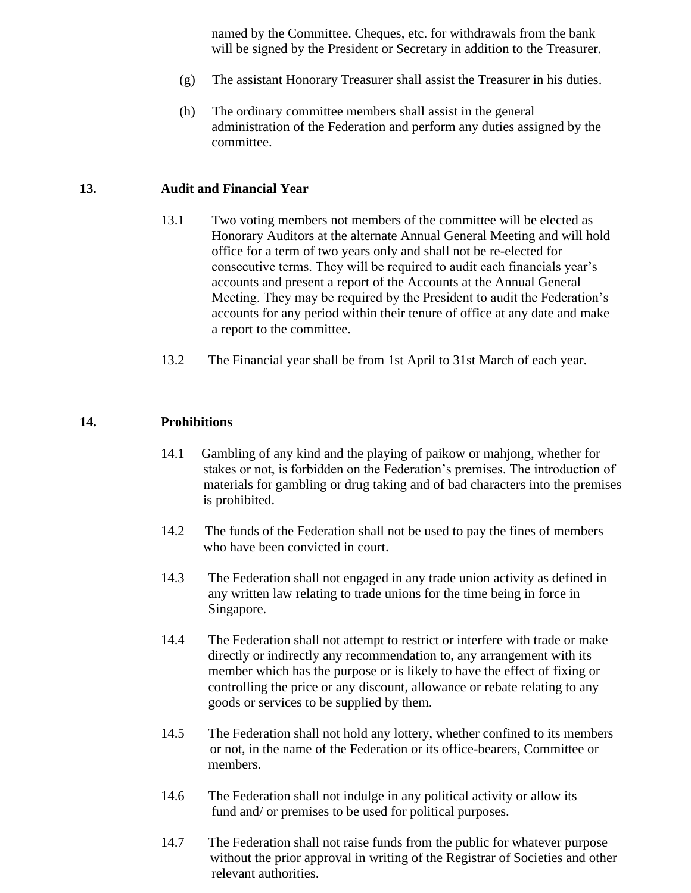named by the Committee. Cheques, etc. for withdrawals from the bank will be signed by the President or Secretary in addition to the Treasurer.

(g) The assistant Honorary Treasurer shall assist the Treasurer in his duties.

(h) The ordinary committee members shall assist in the general administration of the Federation and perform any duties assigned by the committee.

## 13. Audit and Financial Year

13.1 Two voting members not members of the committee will be elected as Honorary Auditors at the alternate Annual General Meeting and will hold office for a term of two years only and shall not be re-elected for consecutive terms. They will be required to audit each financials year's accounts and present a report of the Accounts at the Annual General Meeting. They may be required by the President to audit the Federation's accounts for any period within their tenure of office at any date and make a report to the committee.

13.2 The Financial year shall be from 1st April to 31st March of each year.

## 14. Prohibitions

14.1 Gambling of any kind and the playing of paikow or mahjong, whether for stakes or not, is forbidden on the Federation's premises. The introduction of materials for gambling or drug taking and of bad characters into the premises is prohibited.

14.2 The funds of the Federation shall not be used to pay the fines of members who have been convicted in court.

14.3 The Federation shall not engaged in any trade union activity as defined in any written law relating to trade unions for the time being in force in Singapore.

14.4 The Federation shall not attempt to restrict or interfere with trade or make directly or indirectly any recommendation to, any arrangement with its member which has the purpose or is likely to have the effect of fixing or controlling the price or any discount, allowance or rebate relating to any goods or services to be supplied by them.

14.5 The Federation shall not hold any lottery, whether confined to its members or not, in the name of the Federation or its office-bearers, Committee or members.

14.6 The Federation shall not indulge in any political activity or allow its fund and/ or premises to be used for political purposes.

14.7 The Federation shall not raise funds from the public for whatever purpose without the prior approval in writing of the Registrar of Societies and other relevant authorities.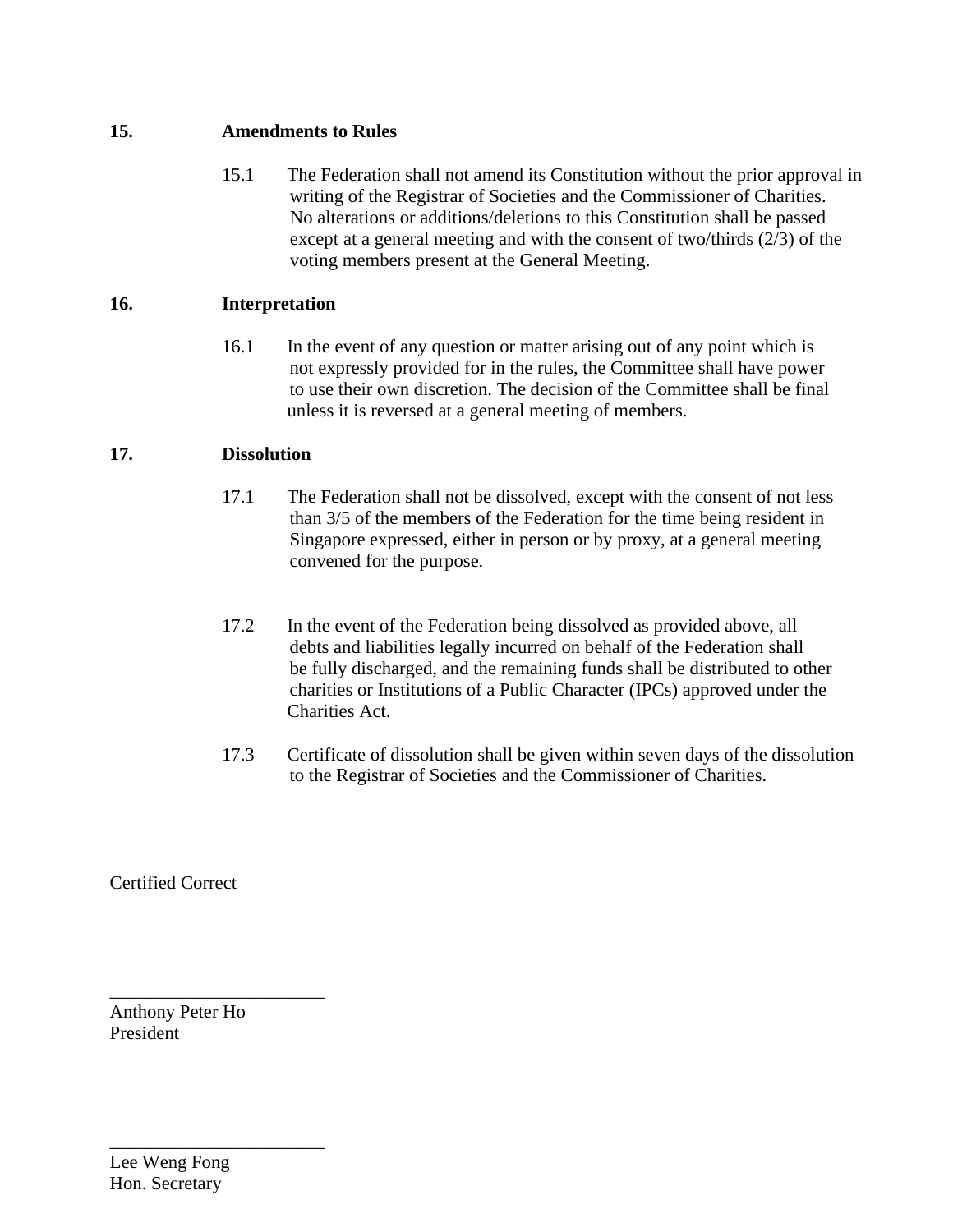## 15. Amendments to Rules

15.1 The Federation shall not amend its Constitution without the prior approval in writing of the Registrar of Societies and the Commissioner of Charities. No alterations or additions/deletions to this Constitution shall be passed except at a general meeting and with the consent of two/thirds (2/3) of the voting members present at the General Meeting.

## 16. Interpretation

16.1 In the event of any question or matter arising out of any point which is not expressly provided for in the rules, the Committee shall have power to use their own discretion. The decision of the Committee shall be final unless it is reversed at a general meeting of members.

## 17. Dissolution

17.1 The Federation shall not be dissolved, except with the consent of not less than 3/5 of the members of the Federation for the time being resident in Singapore expressed, either in person or by proxy, at a general meeting convened for the purpose.

17.2 In the event of the Federation being dissolved as provided above, all debts and liabilities legally incurred on behalf of the Federation shall be fully discharged, and the remaining funds shall be distributed to other charities or Institutions of a Public Character (IPCs) approved under the Charities Act.

17.3 Certificate of dissolution shall be given within seven days of the dissolution to the Registrar of Societies and the Commissioner of Charities.

Certified Correct

\_\_\_\_\_\_\_\_\_\_\_\_\_\_\_\_\_\_\_\_\_\_\_\_

Anthony Peter Ho
President

\_\_\_\_\_\_\_\_\_\_\_\_\_\_\_\_\_\_\_\_\_\_\_\_

Lee Weng Fong
Hon. Secretary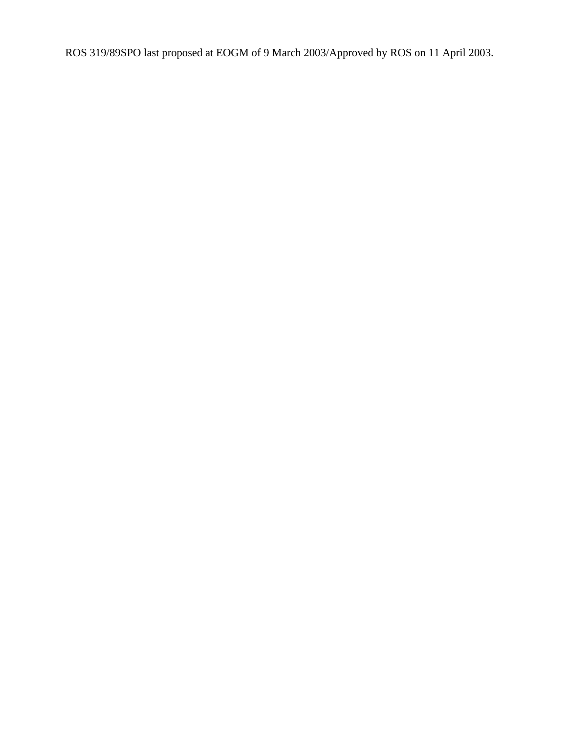ROS 319/89SPO last proposed at EOGM of 9 March 2003/Approved by ROS on 11 April 2003.